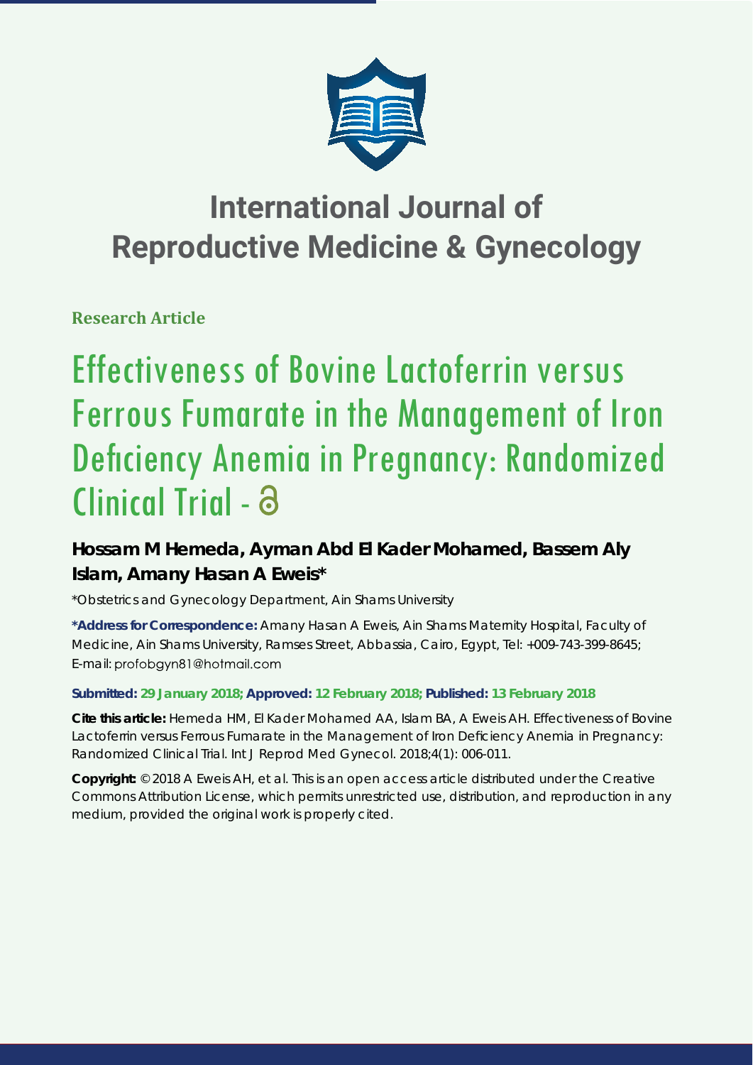# International Journal of Reproductive Medicine & Gynecology

**Research Article**

# Effectiveness of Bovine Lactoferrin versus Ferrous Fumarate in the Management of Iron Deficiency Anemia in Pregnancy: Randomized Clinical Trial -

**Hossam M Hemeda, Ayman Abd El Kader Mohamed, Bassem Aly Islam, Amany Hasan A Eweis***

*Obstetrics and Gynecology Department, Ain Shams University

**\*Address for Correspondence:** Amany Hasan A Eweis, Ain Shams Maternity Hospital, Faculty of Medicine, Ain Shams University, Ramses Street, Abbassia, Cairo, Egypt, Tel: +009-743-399-8645; E-mail: profobgyn81@hotmail.com

**Submitted: 29 January 2018; Approved: 12 February 2018; Published: 13 February 2018**

**Cite this article:** Hemeda HM, El Kader Mohamed AA, Islam BA, A Eweis AH. Effectiveness of Bovine Lactoferrin versus Ferrous Fumarate in the Management of Iron Deficiency Anemia in Pregnancy: Randomized Clinical Trial. Int J Reprod Med Gynecol. 2018;4(1): 006-011.

**Copyright:** © 2018 A Eweis AH, et al. This is an open access article distributed under the Creative Commons Attribution License, which permits unrestricted use, distribution, and reproduction in any medium, provided the original work is properly cited.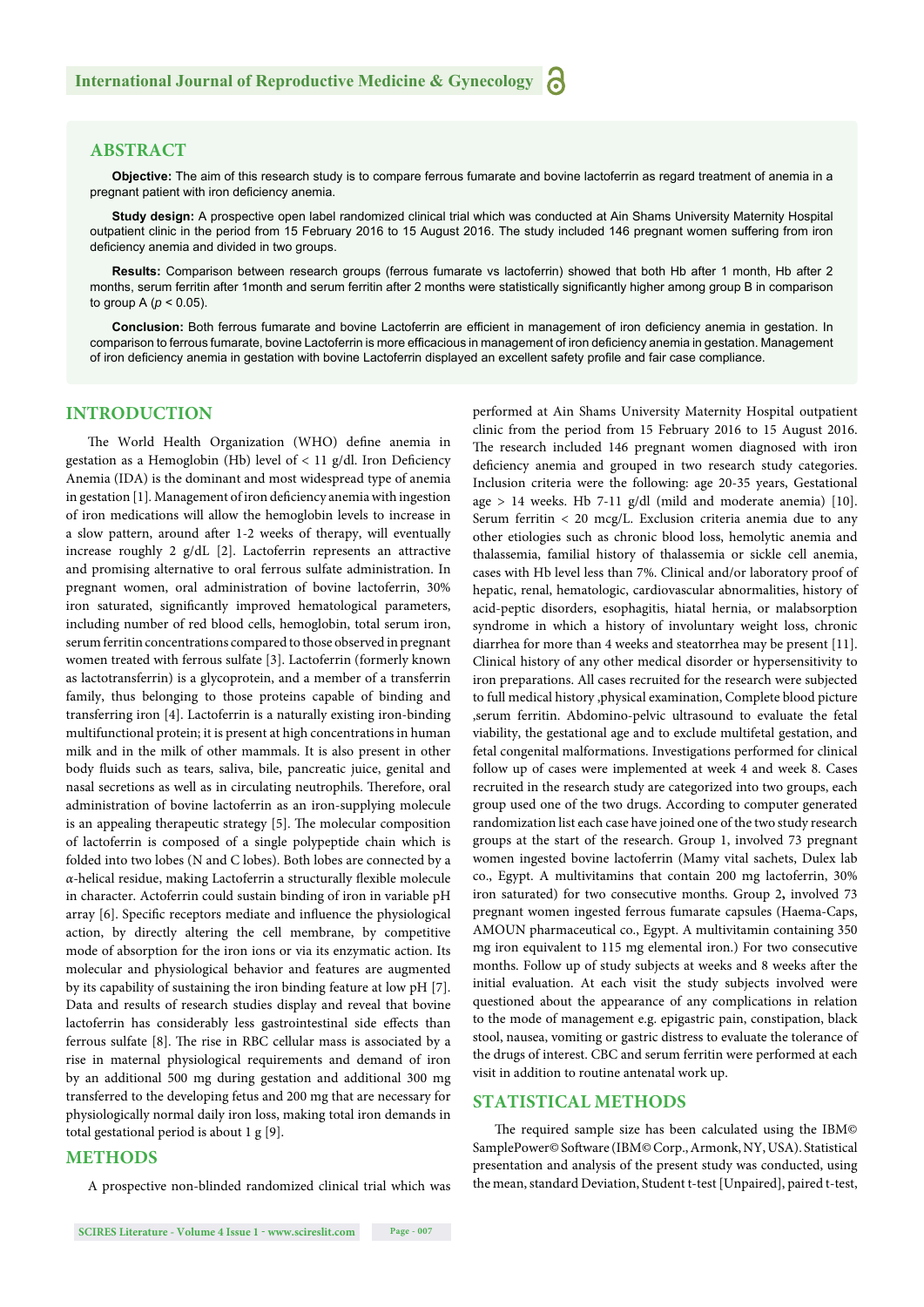## ABSTRACT

**Objective:** The aim of this research study is to compare ferrous fumarate and bovine lactoferrin as regard treatment of anemia in a pregnant patient with iron deficiency anemia.

**Study design:** A prospective open label randomized clinical trial which was conducted at Ain Shams University Maternity Hospital outpatient clinic in the period from 15 February 2016 to 15 August 2016. The study included 146 pregnant women suffering from iron deficiency anemia and divided in two groups.

**Results:** Comparison between research groups (ferrous fumarate vs lactoferrin) showed that both Hb after 1 month, Hb after 2 months, serum ferritin after 1month and serum ferritin after 2 months were statistically significantly higher among group B in comparison to group A ($p < 0.05$).

**Conclusion:** Both ferrous fumarate and bovine Lactoferrin are efficient in management of iron deficiency anemia in gestation. In comparison to ferrous fumarate, bovine Lactoferrin is more efficacious in management of iron deficiency anemia in gestation. Management of iron deficiency anemia in gestation with bovine Lactoferrin displayed an excellent safety profile and fair case compliance.

## INTRODUCTION

The World Health Organization (WHO) define anemia in gestation as a Hemoglobin (Hb) level of < 11 g/dl. Iron Deficiency Anemia (IDA) is the dominant and most widespread type of anemia in gestation [1]. Management of iron deficiency anemia with ingestion of iron medications will allow the hemoglobin levels to increase in a slow pattern, around after 1-2 weeks of therapy, will eventually increase roughly 2 g/dL [2]. Lactoferrin represents an attractive and promising alternative to oral ferrous sulfate administration. In pregnant women, oral administration of bovine lactoferrin, 30% iron saturated, significantly improved hematological parameters, including number of red blood cells, hemoglobin, total serum iron, serum ferritin concentrations compared to those observed in pregnant women treated with ferrous sulfate [3]. Lactoferrin (formerly known as lactotransferrin) is a glycoprotein, and a member of a transferrin family, thus belonging to those proteins capable of binding and transferring iron [4]. Lactoferrin is a naturally existing iron-binding multifunctional protein; it is present at high concentrations in human milk and in the milk of other mammals. It is also present in other body fluids such as tears, saliva, bile, pancreatic juice, genital and nasal secretions as well as in circulating neutrophils. Therefore, oral administration of bovine lactoferrin as an iron-supplying molecule is an appealing therapeutic strategy [5]. The molecular composition of lactoferrin is composed of a single polypeptide chain which is folded into two lobes (N and C lobes). Both lobes are connected by a $\alpha$-helical residue, making Lactoferrin a structurally flexible molecule in character. Actoferrin could sustain binding of iron in variable pH array [6]. Specific receptors mediate and influence the physiological action, by directly altering the cell membrane, by competitive mode of absorption for the iron ions or via its enzymatic action. Its molecular and physiological behavior and features are augmented by its capability of sustaining the iron binding feature at low pH [7]. Data and results of research studies display and reveal that bovine lactoferrin has considerably less gastrointestinal side effects than ferrous sulfate [8]. The rise in RBC cellular mass is associated by a rise in maternal physiological requirements and demand of iron by an additional 500 mg during gestation and additional 300 mg transferred to the developing fetus and 200 mg that are necessary for physiologically normal daily iron loss, making total iron demands in total gestational period is about 1 g [9].

## METHODS

A prospective non-blinded randomized clinical trial which was performed at Ain Shams University Maternity Hospital outpatient clinic from the period from 15 February 2016 to 15 August 2016. The research included 146 pregnant women diagnosed with iron deficiency anemia and grouped in two research study categories. Inclusion criteria were the following: age 20-35 years, Gestational age > 14 weeks. Hb 7-11 g/dl (mild and moderate anemia) [10]. Serum ferritin < 20 mcg/L. Exclusion criteria anemia due to any other etiologies such as chronic blood loss, hemolytic anemia and thalassemia, familial history of thalassemia or sickle cell anemia, cases with Hb level less than 7%. Clinical and/or laboratory proof of hepatic, renal, hematologic, cardiovascular abnormalities, history of acid-peptic disorders, esophagitis, hiatal hernia, or malabsorption syndrome in which a history of involuntary weight loss, chronic diarrhea for more than 4 weeks and steatorrhea may be present [11]. Clinical history of any other medical disorder or hypersensitivity to iron preparations. All cases recruited for the research were subjected to full medical history ,physical examination, Complete blood picture ,serum ferritin. Abdomino-pelvic ultrasound to evaluate the fetal viability, the gestational age and to exclude multifetal gestation, and fetal congenital malformations. Investigations performed for clinical follow up of cases were implemented at week 4 and week 8. Cases recruited in the research study are categorized into two groups, each group used one of the two drugs. According to computer generated randomization list each case have joined one of the two study research groups at the start of the research. Group 1, involved 73 pregnant women ingested bovine lactoferrin (Mamy vital sachets, Dulex lab co., Egypt. A multivitamins that contain 200 mg lactoferrin, 30% iron saturated) for two consecutive months. Group 2**,** involved 73 pregnant women ingested ferrous fumarate capsules (Haema-Caps, AMOUN pharmaceutical co., Egypt. A multivitamin containing 350 mg iron equivalent to 115 mg elemental iron.) For two consecutive months. Follow up of study subjects at weeks and 8 weeks after the initial evaluation. At each visit the study subjects involved were questioned about the appearance of any complications in relation to the mode of management e.g. epigastric pain, constipation, black stool, nausea, vomiting or gastric distress to evaluate the tolerance of the drugs of interest. CBC and serum ferritin were performed at each visit in addition to routine antenatal work up.

## STATISTICAL METHODS

The required sample size has been calculated using the IBM© SamplePower© Software (IBM© Corp., Armonk, NY, USA). Statistical presentation and analysis of the present study was conducted, using the mean, standard Deviation, Student t-test [Unpaired], paired t-test,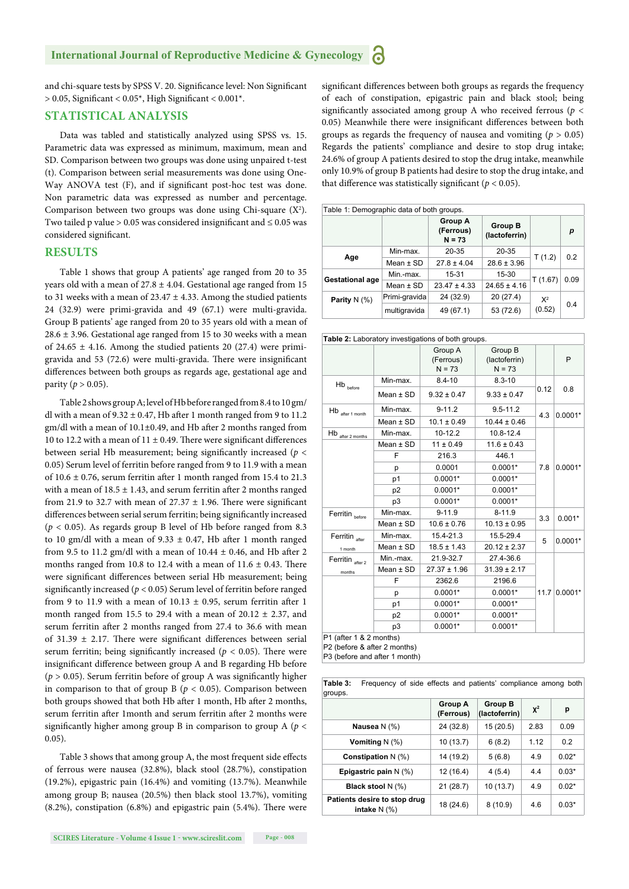and chi-square tests by SPSS V. 20. Significance level: Non Significant > 0.05, Significant < 0.05*, High Significant < 0.001*.

## STATISTICAL ANALYSIS

Data was tabled and statistically analyzed using SPSS vs. 15. Parametric data was expressed as minimum, maximum, mean and SD. Comparison between two groups was done using unpaired t-test (t). Comparison between serial measurements was done using One-Way ANOVA test (F), and if significant post-hoc test was done. Non parametric data was expressed as number and percentage. Comparison between two groups was done using Chi-square ($X^2$). Two tailed p value > 0.05 was considered insignificant and ≤ 0.05 was considered significant.

## RESULTS

Table 1 shows that group A patients' age ranged from 20 to 35 years old with a mean of 27.8 ± 4.04. Gestational age ranged from 15 to 31 weeks with a mean of 23.47 ± 4.33. Among the studied patients 24 (32.9) were primi-gravida and 49 (67.1) were multi-gravida. Group B patients' age ranged from 20 to 35 years old with a mean of 28.6 ± 3.96. Gestational age ranged from 15 to 30 weeks with a mean of 24.65 ± 4.16. Among the studied patients 20 (27.4) were primi-gravida and 53 (72.6) were multi-gravida. There were insignificant differences between both groups as regards age, gestational age and parity ($p > 0.05$).

Table 2 shows group A; level of Hb before ranged from 8.4 to 10 gm/dl with a mean of 9.32 ± 0.47, Hb after 1 month ranged from 9 to 11.2 gm/dl with a mean of 10.1±0.49, and Hb after 2 months ranged from 10 to 12.2 with a mean of 11 ± 0.49. There were significant differences between serial Hb measurement; being significantly increased ($p < 0.05$) Serum level of ferritin before ranged from 9 to 11.9 with a mean of 10.6 ± 0.76, serum ferritin after 1 month ranged from 15.4 to 21.3 with a mean of 18.5 ± 1.43, and serum ferritin after 2 months ranged from 21.9 to 32.7 with mean of 27.37 ± 1.96. There were significant differences between serial serum ferritin; being significantly increased ($p < 0.05$). As regards group B level of Hb before ranged from 8.3 to 10 gm/dl with a mean of 9.33 ± 0.47, Hb after 1 month ranged from 9.5 to 11.2 gm/dl with a mean of 10.44 ± 0.46, and Hb after 2 months ranged from 10.8 to 12.4 with a mean of 11.6 ± 0.43. There were significant differences between serial Hb measurement; being significantly increased ($p < 0.05$) Serum level of ferritin before ranged from 9 to 11.9 with a mean of 10.13 ± 0.95, serum ferritin after 1 month ranged from 15.5 to 29.4 with a mean of 20.12 ± 2.37, and serum ferritin after 2 months ranged from 27.4 to 36.6 with mean of 31.39 ± 2.17. There were significant differences between serial serum ferritin; being significantly increased ($p < 0.05$). There were insignificant difference between group A and B regarding Hb before ($p > 0.05$). Serum ferritin before of group A was significantly higher in comparison to that of group B ($p < 0.05$). Comparison between both groups showed that both Hb after 1 month, Hb after 2 months, serum ferritin after 1month and serum ferritin after 2 months were significantly higher among group B in comparison to group A ($p < 0.05$).

Table 3 shows that among group A, the most frequent side effects of ferrous were nausea (32.8%), black stool (28.7%), constipation (19.2%), epigastric pain (16.4%) and vomiting (13.7%). Meanwhile among group B; nausea (20.5%) then black stool 13.7%), vomiting (8.2%), constipation (6.8%) and epigastric pain (5.4%). There were significant differences between both groups as regards the frequency of each of constipation, epigastric pain and black stool; being significantly associated among group A who received ferrous ($p < 0.05$) Meanwhile there were insignificant differences between both groups as regards the frequency of nausea and vomiting ($p > 0.05$) Regards the patients' compliance and desire to stop drug intake; 24.6% of group A patients desired to stop the drug intake, meanwhile only 10.9% of group B patients had desire to stop the drug intake, and that difference was statistically significant ($p < 0.05$).

Table 1: Demographic data of both groups.

| | | Group A (Ferrous) N = 73 | Group B (lactoferrin) | | *p* |
|---|---|---|---|---|---|
| **Age** | Min-max. | 20-35 | 20-35 | T (1.2) | 0.2 |
| | Mean ± SD | 27.8 ± 4.04 | 28.6 ± 3.96 | | |
| **Gestational age** | Min.-max. | 15-31 | 15-30 | T (1.67) | 0.09 |
| | Mean ± SD | 23.47 ± 4.33 | 24.65 ± 4.16 | | |
| **Parity** N (%) | Primi-gravida | 24 (32.9) | 20 (27.4) | $X^2$ (0.52) | 0.4 |
| | multigravida | 49 (67.1) | 53 (72.6) | | |

**Table 2:** Laboratory investigations of both groups.

| | | Group A (Ferrous) N = 73 | Group B (lactoferrin) N = 73 | | P |
|---|---|---|---|---|---|
| Hb $_{before}$ | Min-max. | 8.4-10 | 8.3-10 | 0.12 | 0.8 |
| | Mean ± SD | 9.32 ± 0.47 | 9.33 ± 0.47 | | |
| Hb $_{after\ 1\ month}$ | Min-max. | 9-11.2 | 9.5-11.2 | 4.3 | 0.0001* |
| | Mean ± SD | 10.1 ± 0.49 | 10.44 ± 0.46 | | |
| Hb $_{after\ 2\ months}$ | Min-max. | 10-12.2 | 10.8-12.4 | 7.8 | 0.0001* |
| | Mean ± SD | 11 ± 0.49 | 11.6 ± 0.43 | | |
| | F | 216.3 | 446.1 | | |
| | p | 0.0001 | 0.0001* | | |
| | p1 | 0.0001* | 0.0001* | | |
| | p2 | 0.0001* | 0.0001* | | |
| | p3 | 0.0001* | 0.0001* | | |
| Ferritin $_{before}$ | Min-max. | 9-11.9 | 8-11.9 | 3.3 | 0.001* |
| | Mean ± SD | 10.6 ± 0.76 | 10.13 ± 0.95 | | |
| Ferritin $_{after\ 1\ month}$ | Min-max. | 15.4-21.3 | 15.5-29.4 | 5 | 0.0001* |
| | Mean ± SD | 18.5 ± 1.43 | 20.12 ± 2.37 | | |
| Ferritin $_{after\ 2\ months}$ | Min.-max. | 21.9-32.7 | 27.4-36.6 | 11.7 | 0.0001* |
| | Mean ± SD | 27.37 ± 1.96 | 31.39 ± 2.17 | | |
| | F | 2362.6 | 2196.6 | | |
| | p | 0.0001* | 0.0001* | | |
| | p1 | 0.0001* | 0.0001* | | |
| | p2 | 0.0001* | 0.0001* | | |
| | p3 | 0.0001* | 0.0001* | | |

P1 (after 1 & 2 months)
P2 (before & after 2 months)
P3 (before and after 1 month)

**Table 3:** Frequency of side effects and patients' compliance among both groups.

| | Group A (Ferrous) | Group B (lactoferrin) | $X^2$ | p |
|---|---|---|---|---|
| **Nausea** N (%) | 24 (32.8) | 15 (20.5) | 2.83 | 0.09 |
| **Vomiting** N (%) | 10 (13.7) | 6 (8.2) | 1.12 | 0.2 |
| **Constipation** N (%) | 14 (19.2) | 5 (6.8) | 4.9 | 0.02* |
| **Epigastric pain** N (%) | 12 (16.4) | 4 (5.4) | 4.4 | 0.03* |
| **Black stool** N (%) | 21 (28.7) | 10 (13.7) | 4.9 | 0.02* |
| **Patients desire to stop drug intake** N (%) | 18 (24.6) | 8 (10.9) | 4.6 | 0.03* |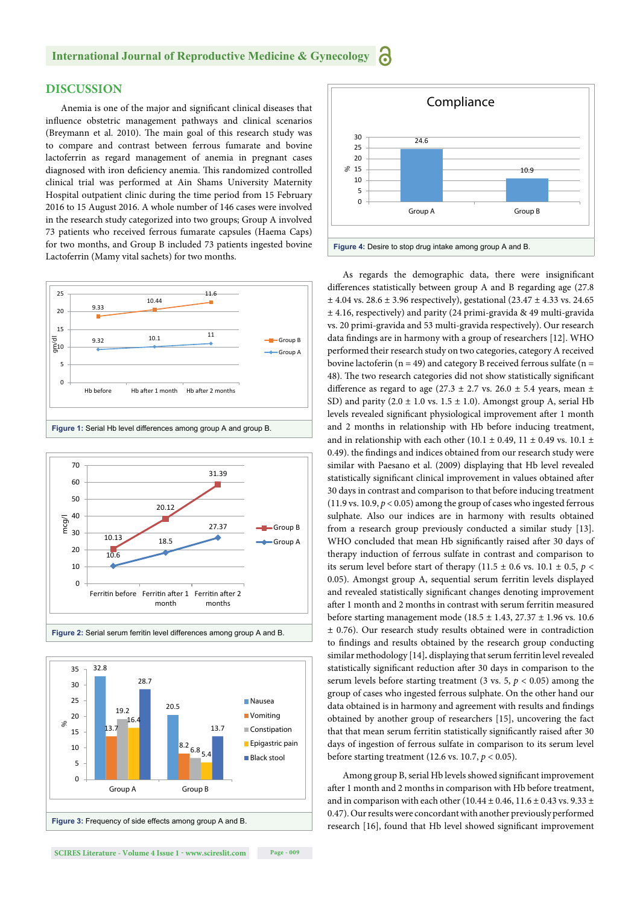## DISCUSSION

Anemia is one of the major and significant clinical diseases that influence obstetric management pathways and clinical scenarios (Breymann et al. 2010). The main goal of this research study was to compare and contrast between ferrous fumarate and bovine lactoferrin as regard management of anemia in pregnant cases diagnosed with iron deficiency anemia. This randomized controlled clinical trial was performed at Ain Shams University Maternity Hospital outpatient clinic during the time period from 15 February 2016 to 15 August 2016. A whole number of 146 cases were involved in the research study categorized into two groups; Group A involved 73 patients who received ferrous fumarate capsules (Haema Caps) for two months, and Group B included 73 patients ingested bovine Lactoferrin (Mamy vital sachets) for two months.

**Figure 1:** Serial Hb level differences among group A and group B.

**Figure 2:** Serial serum ferritin level differences among group A and B.

**Figure 3:** Frequency of side effects among group A and B.

**Figure 4:** Desire to stop drug intake among group A and B.

As regards the demographic data, there were insignificant differences statistically between group A and B regarding age (27.8 ± 4.04 vs. 28.6 ± 3.96 respectively), gestational (23.47 ± 4.33 vs. 24.65 ± 4.16, respectively) and parity (24 primi-gravida & 49 multi-gravida vs. 20 primi-gravida and 53 multi-gravida respectively). Our research data findings are in harmony with a group of researchers [12]. WHO performed their research study on two categories, category A received bovine lactoferin (n = 49) and category B received ferrous sulfate (n = 48). The two research categories did not show statistically significant difference as regard to age (27.3 ± 2.7 vs. 26.0 ± 5.4 years, mean ± SD) and parity (2.0 ± 1.0 vs. 1.5 ± 1.0). Amongst group A, serial Hb levels revealed significant physiological improvement after 1 month and 2 months in relationship with Hb before inducing treatment, and in relationship with each other (10.1 ± 0.49, 11 ± 0.49 vs. 10.1 ± 0.49). the findings and indices obtained from our research study were similar with Paesano et al. (2009) displaying that Hb level revealed statistically significant clinical improvement in values obtained after 30 days in contrast and comparison to that before inducing treatment (11.9 vs. 10.9, $p < 0.05$) among the group of cases who ingested ferrous sulphate. Also our indices are in harmony with results obtained from a research group previously conducted a similar study [13]. WHO concluded that mean Hb significantly raised after 30 days of therapy induction of ferrous sulfate in contrast and comparison to its serum level before start of therapy (11.5 ± 0.6 vs. 10.1 ± 0.5, $p < 0.05$). Amongst group A, sequential serum ferritin levels displayed and revealed statistically significant changes denoting improvement after 1 month and 2 months in contrast with serum ferritin measured before starting management mode (18.5 ± 1.43, 27.37 ± 1.96 vs. 10.6 ± 0.76). Our research study results obtained were in contradiction to findings and results obtained by the research group conducting similar methodology [14]. displaying that serum ferritin level revealed statistically significant reduction after 30 days in comparison to the serum levels before starting treatment (3 vs. 5, $p < 0.05$) among the group of cases who ingested ferrous sulphate. On the other hand our data obtained is in harmony and agreement with results and findings obtained by another group of researchers [15], uncovering the fact that that mean serum ferritin statistically significantly raised after 30 days of ingestion of ferrous sulfate in comparison to its serum level before starting treatment (12.6 vs. 10.7, $p < 0.05$).

Among group B, serial Hb levels showed significant improvement after 1 month and 2 months in comparison with Hb before treatment, and in comparison with each other (10.44 ± 0.46, 11.6 ± 0.43 vs. 9.33 ± 0.47). Our results were concordant with another previously performed research [16], found that Hb level showed significant improvement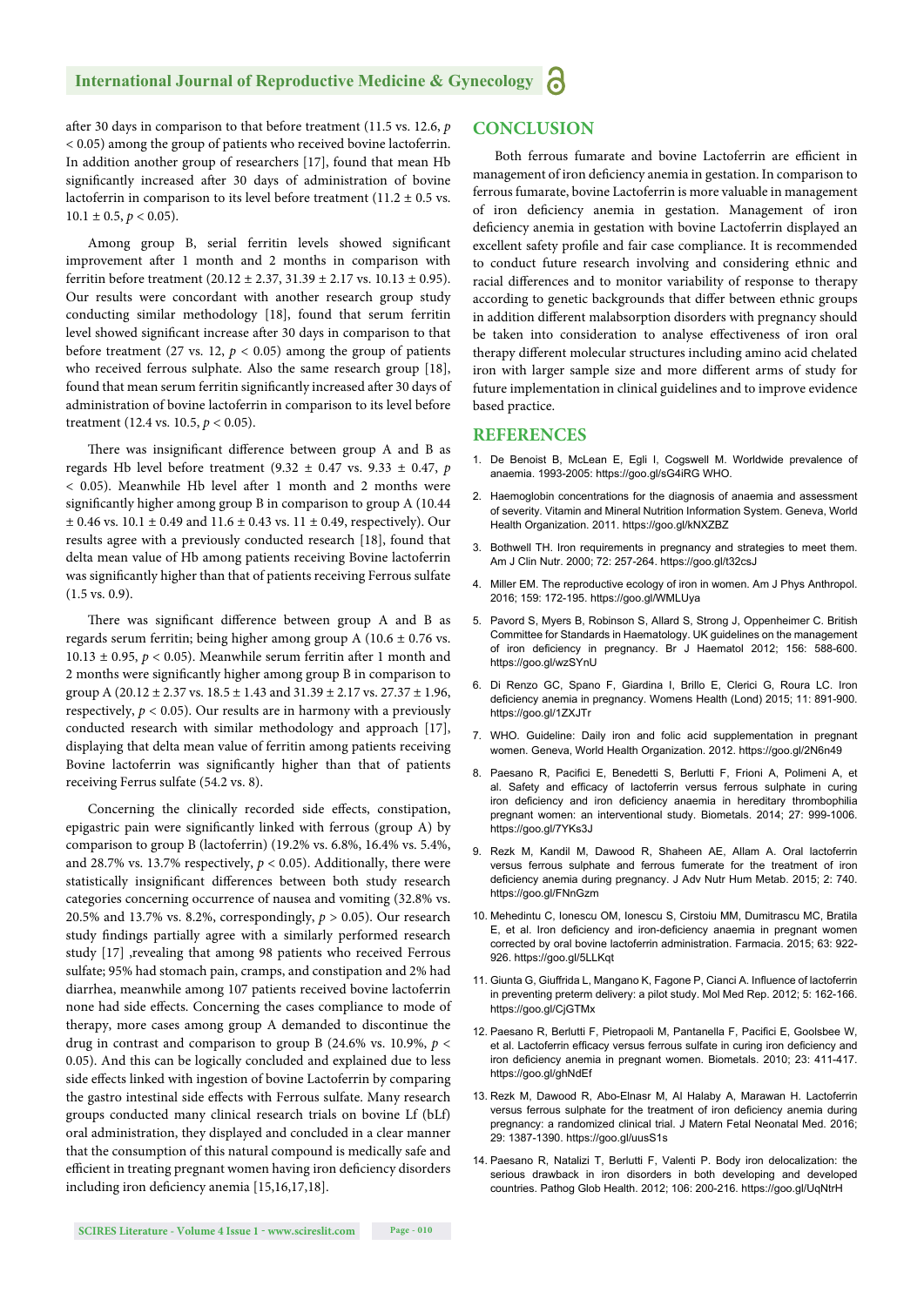after 30 days in comparison to that before treatment (11.5 vs. 12.6, $p < 0.05$) among the group of patients who received bovine lactoferrin. In addition another group of researchers [17], found that mean Hb significantly increased after 30 days of administration of bovine lactoferrin in comparison to its level before treatment (11.2 ± 0.5 vs. 10.1 ± 0.5, $p < 0.05$).

Among group B, serial ferritin levels showed significant improvement after 1 month and 2 months in comparison with ferritin before treatment (20.12 ± 2.37, 31.39 ± 2.17 vs. 10.13 ± 0.95). Our results were concordant with another research group study conducting similar methodology [18], found that serum ferritin level showed significant increase after 30 days in comparison to that before treatment (27 vs. 12, $p < 0.05$) among the group of patients who received ferrous sulphate. Also the same research group [18], found that mean serum ferritin significantly increased after 30 days of administration of bovine lactoferrin in comparison to its level before treatment (12.4 vs. 10.5, $p < 0.05$).

There was insignificant difference between group A and B as regards Hb level before treatment (9.32 ± 0.47 vs. 9.33 ± 0.47, $p < 0.05$). Meanwhile Hb level after 1 month and 2 months were significantly higher among group B in comparison to group A (10.44 ± 0.46 vs. 10.1 ± 0.49 and 11.6 ± 0.43 vs. 11 ± 0.49, respectively). Our results agree with a previously conducted research [18], found that delta mean value of Hb among patients receiving Bovine lactoferrin was significantly higher than that of patients receiving Ferrous sulfate (1.5 vs. 0.9).

There was significant difference between group A and B as regards serum ferritin; being higher among group A (10.6 ± 0.76 vs. 10.13 ± 0.95, $p < 0.05$). Meanwhile serum ferritin after 1 month and 2 months were significantly higher among group B in comparison to group A (20.12 ± 2.37 vs. 18.5 ± 1.43 and 31.39 ± 2.17 vs. 27.37 ± 1.96, respectively, $p < 0.05$). Our results are in harmony with a previously conducted research with similar methodology and approach [17], displaying that delta mean value of ferritin among patients receiving Bovine lactoferrin was significantly higher than that of patients receiving Ferrus sulfate (54.2 vs. 8).

Concerning the clinically recorded side effects, constipation, epigastric pain were significantly linked with ferrous (group A) by comparison to group B (lactoferrin) (19.2% vs. 6.8%, 16.4% vs. 5.4%, and 28.7% vs. 13.7% respectively, $p < 0.05$). Additionally, there were statistically insignificant differences between both study research categories concerning occurrence of nausea and vomiting (32.8% vs. 20.5% and 13.7% vs. 8.2%, correspondingly, $p > 0.05$). Our research study findings partially agree with a similarly performed research study [17] ,revealing that among 98 patients who received Ferrous sulfate; 95% had stomach pain, cramps, and constipation and 2% had diarrhea, meanwhile among 107 patients received bovine lactoferrin none had side effects. Concerning the cases compliance to mode of therapy, more cases among group A demanded to discontinue the drug in contrast and comparison to group B (24.6% vs. 10.9%, $p < 0.05$). And this can be logically concluded and explained due to less side effects linked with ingestion of bovine Lactoferrin by comparing the gastro intestinal side effects with Ferrous sulfate. Many research groups conducted many clinical research trials on bovine Lf (bLf) oral administration, they displayed and concluded in a clear manner that the consumption of this natural compound is medically safe and efficient in treating pregnant women having iron deficiency disorders including iron deficiency anemia [15,16,17,18].

## CONCLUSION

Both ferrous fumarate and bovine Lactoferrin are efficient in management of iron deficiency anemia in gestation. In comparison to ferrous fumarate, bovine Lactoferrin is more valuable in management of iron deficiency anemia in gestation. Management of iron deficiency anemia in gestation with bovine Lactoferrin displayed an excellent safety profile and fair case compliance. It is recommended to conduct future research involving and considering ethnic and racial differences and to monitor variability of response to therapy according to genetic backgrounds that differ between ethnic groups in addition different malabsorption disorders with pregnancy should be taken into consideration to analyse effectiveness of iron oral therapy different molecular structures including amino acid chelated iron with larger sample size and more different arms of study for future implementation in clinical guidelines and to improve evidence based practice.

## REFERENCES

1. De Benoist B, McLean E, Egli I, Cogswell M. Worldwide prevalence of anaemia. 1993-2005: https://goo.gl/sG4iRG WHO.
2. Haemoglobin concentrations for the diagnosis of anaemia and assessment of severity. Vitamin and Mineral Nutrition Information System. Geneva, World Health Organization. 2011. https://goo.gl/kNXZBZ
3. Bothwell TH. Iron requirements in pregnancy and strategies to meet them. Am J Clin Nutr. 2000; 72: 257-264. https://goo.gl/t32csJ
4. Miller EM. The reproductive ecology of iron in women. Am J Phys Anthropol. 2016; 159: 172-195. https://goo.gl/WMLUya
5. Pavord S, Myers B, Robinson S, Allard S, Strong J, Oppenheimer C. British Committee for Standards in Haematology. UK guidelines on the management of iron deficiency in pregnancy. Br J Haematol 2012; 156: 588-600. https://goo.gl/wzSYnU
6. Di Renzo GC, Spano F, Giardina I, Brillo E, Clerici G, Roura LC. Iron deficiency anemia in pregnancy. Womens Health (Lond) 2015; 11: 891-900. https://goo.gl/1ZXJTr
7. WHO. Guideline: Daily iron and folic acid supplementation in pregnant women. Geneva, World Health Organization. 2012. https://goo.gl/2N6n49
8. Paesano R, Pacifici E, Benedetti S, Berlutti F, Frioni A, Polimeni A, et al. Safety and efficacy of lactoferrin versus ferrous sulphate in curing iron deficiency and iron deficiency anaemia in hereditary thrombophilia pregnant women: an interventional study. Biometals. 2014; 27: 999-1006. https://goo.gl/7YKs3J
9. Rezk M, Kandil M, Dawood R, Shaheen AE, Allam A. Oral lactoferrin versus ferrous sulphate and ferrous fumerate for the treatment of iron deficiency anemia during pregnancy. J Adv Nutr Hum Metab. 2015; 2: 740. https://goo.gl/FNnGzm
10. Mehedintu C, Ionescu OM, Ionescu S, Cirstoiu MM, Dumitrascu MC, Bratila E, et al. Iron deficiency and iron-deficiency anaemia in pregnant women corrected by oral bovine lactoferrin administration. Farmacia. 2015; 63: 922-926. https://goo.gl/5LLKqt
11. Giunta G, Giuffrida L, Mangano K, Fagone P, Cianci A. Influence of lactoferrin in preventing preterm delivery: a pilot study. Mol Med Rep. 2012; 5: 162-166. https://goo.gl/CjGTMx
12. Paesano R, Berlutti F, Pietropaoli M, Pantanella F, Pacifici E, Goolsbee W, et al. Lactoferrin efficacy versus ferrous sulfate in curing iron deficiency and iron deficiency anemia in pregnant women. Biometals. 2010; 23: 411-417. https://goo.gl/ghNdEf
13. Rezk M, Dawood R, Abo-Elnasr M, Al Halaby A, Marawan H. Lactoferrin versus ferrous sulphate for the treatment of iron deficiency anemia during pregnancy: a randomized clinical trial. J Matern Fetal Neonatal Med. 2016; 29: 1387-1390. https://goo.gl/uusS1s
14. Paesano R, Natalizi T, Berlutti F, Valenti P. Body iron delocalization: the serious drawback in iron disorders in both developing and developed countries. Pathog Glob Health. 2012; 106: 200-216. https://goo.gl/UqNtrH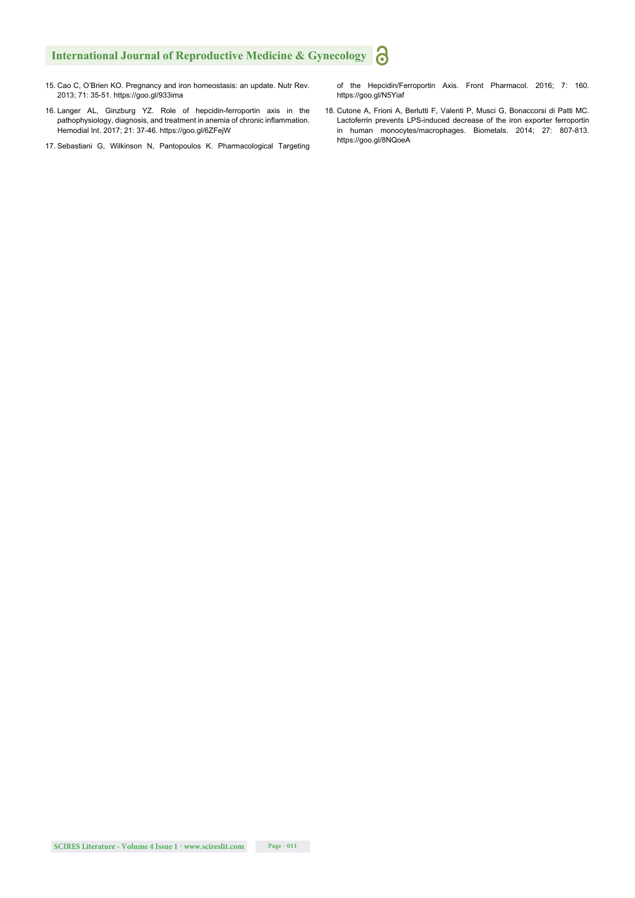15. Cao C, O'Brien KO. Pregnancy and iron homeostasis: an update. Nutr Rev. 2013; 71: 35-51. https://goo.gl/933ima
16. Langer AL, Ginzburg YZ. Role of hepcidin-ferroportin axis in the pathophysiology, diagnosis, and treatment in anemia of chronic inflammation. Hemodial Int. 2017; 21: 37-46. https://goo.gl/6ZFejW
17. Sebastiani G, Wilkinson N, Pantopoulos K. Pharmacological Targeting of the Hepcidin/Ferroportin Axis. Front Pharmacol. 2016; 7: 160. https://goo.gl/N5Yiaf
18. Cutone A, Frioni A, Berlutti F, Valenti P, Musci G, Bonaccorsi di Patti MC. Lactoferrin prevents LPS-induced decrease of the iron exporter ferroportin in human monocytes/macrophages. Biometals. 2014; 27: 807-813. https://goo.gl/8NQoeA